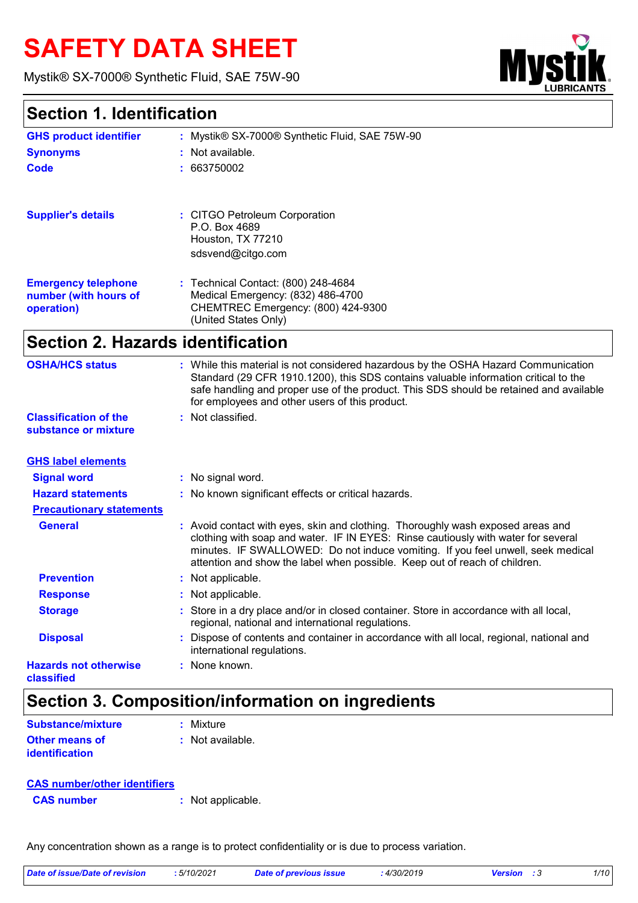# SAFETY DATA SHEET

Mystik® SX-7000® Synthetic Fluid, SAE 75W-90

## Section 1. Identification

**GHS product identifier** : Mystik® SX-7000® Synthetic Fluid, SAE 75W-90

**Synonyms** : Not available.

**Code** : 663750002

**Supplier's details** : CITGO Petroleum Corporation
P.O. Box 4689
Houston, TX 77210
sdsvend@citgo.com

**Emergency telephone number (with hours of operation)** : Technical Contact: (800) 248-4684
Medical Emergency: (832) 486-4700
CHEMTREC Emergency: (800) 424-9300
(United States Only)

## Section 2. Hazards identification

**OSHA/HCS status** : While this material is not considered hazardous by the OSHA Hazard Communication Standard (29 CFR 1910.1200), this SDS contains valuable information critical to the safe handling and proper use of the product. This SDS should be retained and available for employees and other users of this product.

**Classification of the substance or mixture** : Not classified.

**GHS label elements**

**Signal word** : No signal word.

**Hazard statements** : No known significant effects or critical hazards.

**Precautionary statements**

**General** : Avoid contact with eyes, skin and clothing. Thoroughly wash exposed areas and clothing with soap and water. IF IN EYES: Rinse cautiously with water for several minutes. IF SWALLOWED: Do not induce vomiting. If you feel unwell, seek medical attention and show the label when possible. Keep out of reach of children.

**Prevention** : Not applicable.

**Response** : Not applicable.

**Storage** : Store in a dry place and/or in closed container. Store in accordance with all local, regional, national and international regulations.

**Disposal** : Dispose of contents and container in accordance with all local, regional, national and international regulations.

**Hazards not otherwise classified** : None known.

## Section 3. Composition/information on ingredients

**Substance/mixture** : Mixture

**Other means of identification** : Not available.

**CAS number/other identifiers**

**CAS number** : Not applicable.

Any concentration shown as a range is to protect confidentiality or is due to process variation.

*Date of issue/Date of revision* : 5/10/2021 *Date of previous issue* : 4/30/2019 *Version* : 3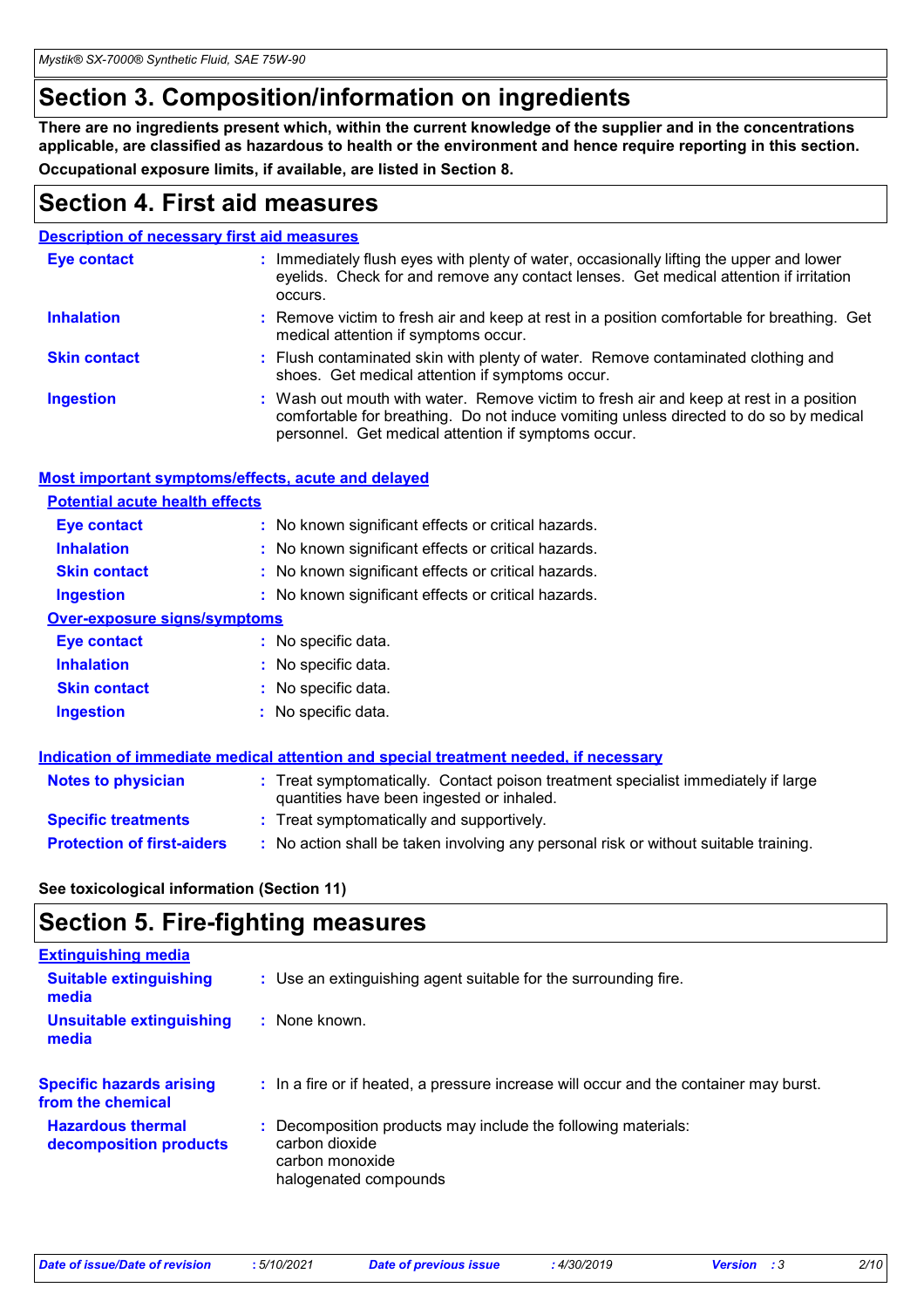## Section 3. Composition/information on ingredients

**There are no ingredients present which, within the current knowledge of the supplier and in the concentrations applicable, are classified as hazardous to health or the environment and hence require reporting in this section.**

**Occupational exposure limits, if available, are listed in Section 8.**

## Section 4. First aid measures

### Description of necessary first aid measures

| | |
|---|---|
| **Eye contact** | : Immediately flush eyes with plenty of water, occasionally lifting the upper and lower eyelids. Check for and remove any contact lenses. Get medical attention if irritation occurs. |
| **Inhalation** | : Remove victim to fresh air and keep at rest in a position comfortable for breathing. Get medical attention if symptoms occur. |
| **Skin contact** | : Flush contaminated skin with plenty of water. Remove contaminated clothing and shoes. Get medical attention if symptoms occur. |
| **Ingestion** | : Wash out mouth with water. Remove victim to fresh air and keep at rest in a position comfortable for breathing. Do not induce vomiting unless directed to do so by medical personnel. Get medical attention if symptoms occur. |

### Most important symptoms/effects, acute and delayed

**Potential acute health effects**

| | |
|---|---|
| **Eye contact** | : No known significant effects or critical hazards. |
| **Inhalation** | : No known significant effects or critical hazards. |
| **Skin contact** | : No known significant effects or critical hazards. |
| **Ingestion** | : No known significant effects or critical hazards. |

**Over-exposure signs/symptoms**

| | |
|---|---|
| **Eye contact** | : No specific data. |
| **Inhalation** | : No specific data. |
| **Skin contact** | : No specific data. |
| **Ingestion** | : No specific data. |

### Indication of immediate medical attention and special treatment needed, if necessary

| | |
|---|---|
| **Notes to physician** | : Treat symptomatically. Contact poison treatment specialist immediately if large quantities have been ingested or inhaled. |
| **Specific treatments** | : Treat symptomatically and supportively. |
| **Protection of first-aiders** | : No action shall be taken involving any personal risk or without suitable training. |

**See toxicological information (Section 11)**

## Section 5. Fire-fighting measures

### Extinguishing media

| | |
|---|---|
| **Suitable extinguishing media** | : Use an extinguishing agent suitable for the surrounding fire. |
| **Unsuitable extinguishing media** | : None known. |
| **Specific hazards arising from the chemical** | : In a fire or if heated, a pressure increase will occur and the container may burst. |
| **Hazardous thermal decomposition products** | : Decomposition products may include the following materials:<br>carbon dioxide<br>carbon monoxide<br>halogenated compounds |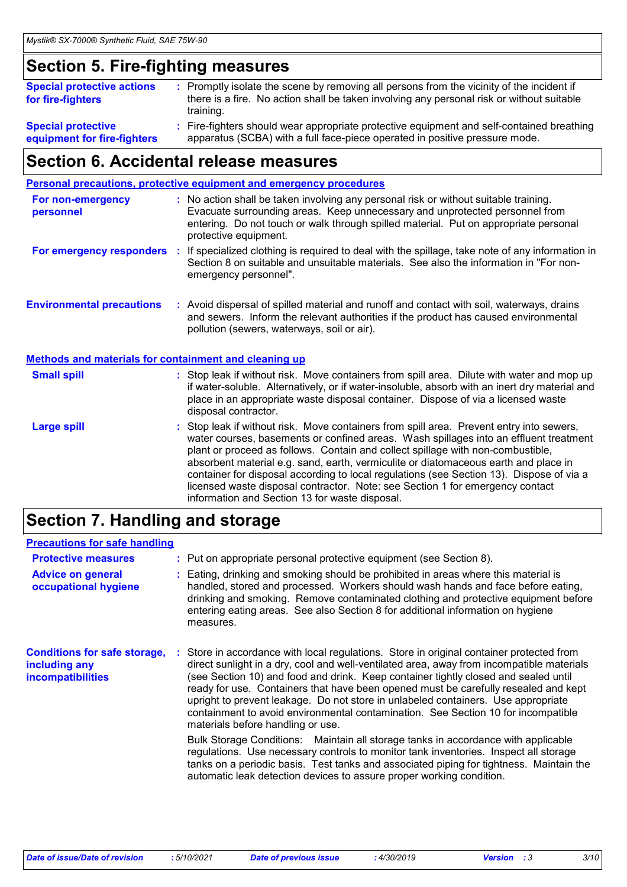## Section 5. Fire-fighting measures

**Special protective actions for fire-fighters** : Promptly isolate the scene by removing all persons from the vicinity of the incident if there is a fire. No action shall be taken involving any personal risk or without suitable training.

**Special protective equipment for fire-fighters** : Fire-fighters should wear appropriate protective equipment and self-contained breathing apparatus (SCBA) with a full face-piece operated in positive pressure mode.

## Section 6. Accidental release measures

### Personal precautions, protective equipment and emergency procedures

**For non-emergency personnel** : No action shall be taken involving any personal risk or without suitable training. Evacuate surrounding areas. Keep unnecessary and unprotected personnel from entering. Do not touch or walk through spilled material. Put on appropriate personal protective equipment.

**For emergency responders** : If specialized clothing is required to deal with the spillage, take note of any information in Section 8 on suitable and unsuitable materials. See also the information in "For non-emergency personnel".

**Environmental precautions** : Avoid dispersal of spilled material and runoff and contact with soil, waterways, drains and sewers. Inform the relevant authorities if the product has caused environmental pollution (sewers, waterways, soil or air).

### Methods and materials for containment and cleaning up

**Small spill** : Stop leak if without risk. Move containers from spill area. Dilute with water and mop up if water-soluble. Alternatively, or if water-insoluble, absorb with an inert dry material and place in an appropriate waste disposal container. Dispose of via a licensed waste disposal contractor.

**Large spill** : Stop leak if without risk. Move containers from spill area. Prevent entry into sewers, water courses, basements or confined areas. Wash spillages into an effluent treatment plant or proceed as follows. Contain and collect spillage with non-combustible, absorbent material e.g. sand, earth, vermiculite or diatomaceous earth and place in container for disposal according to local regulations (see Section 13). Dispose of via a licensed waste disposal contractor. Note: see Section 1 for emergency contact information and Section 13 for waste disposal.

## Section 7. Handling and storage

### Precautions for safe handling

**Protective measures** : Put on appropriate personal protective equipment (see Section 8).

**Advice on general occupational hygiene** : Eating, drinking and smoking should be prohibited in areas where this material is handled, stored and processed. Workers should wash hands and face before eating, drinking and smoking. Remove contaminated clothing and protective equipment before entering eating areas. See also Section 8 for additional information on hygiene measures.

**Conditions for safe storage, including any incompatibilities** : Store in accordance with local regulations. Store in original container protected from direct sunlight in a dry, cool and well-ventilated area, away from incompatible materials (see Section 10) and food and drink. Keep container tightly closed and sealed until ready for use. Containers that have been opened must be carefully resealed and kept upright to prevent leakage. Do not store in unlabeled containers. Use appropriate containment to avoid environmental contamination. See Section 10 for incompatible materials before handling or use.

Bulk Storage Conditions: Maintain all storage tanks in accordance with applicable regulations. Use necessary controls to monitor tank inventories. Inspect all storage tanks on a periodic basis. Test tanks and associated piping for tightness. Maintain the automatic leak detection devices to assure proper working condition.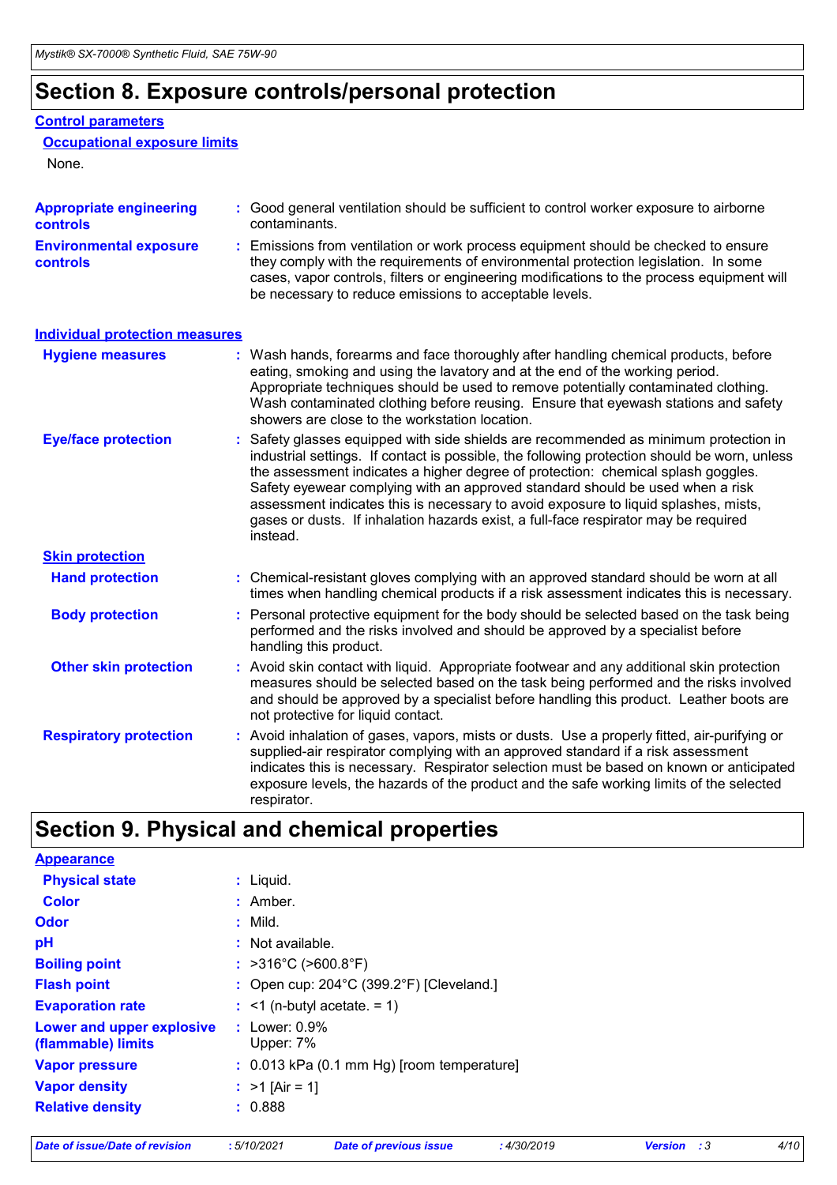## Section 8. Exposure controls/personal protection

### Control parameters

#### Occupational exposure limits

None.

| | |
|---|---|
| **Appropriate engineering controls** | Good general ventilation should be sufficient to control worker exposure to airborne contaminants. |
| **Environmental exposure controls** | Emissions from ventilation or work process equipment should be checked to ensure they comply with the requirements of environmental protection legislation. In some cases, vapor controls, filters or engineering modifications to the process equipment will be necessary to reduce emissions to acceptable levels. |

### Individual protection measures

| | |
|---|---|
| **Hygiene measures** | Wash hands, forearms and face thoroughly after handling chemical products, before eating, smoking and using the lavatory and at the end of the working period. Appropriate techniques should be used to remove potentially contaminated clothing. Wash contaminated clothing before reusing. Ensure that eyewash stations and safety showers are close to the workstation location. |
| **Eye/face protection** | Safety glasses equipped with side shields are recommended as minimum protection in industrial settings. If contact is possible, the following protection should be worn, unless the assessment indicates a higher degree of protection: chemical splash goggles. Safety eyewear complying with an approved standard should be used when a risk assessment indicates this is necessary to avoid exposure to liquid splashes, mists, gases or dusts. If inhalation hazards exist, a full-face respirator may be required instead. |

#### Skin protection

| | |
|---|---|
| **Hand protection** | Chemical-resistant gloves complying with an approved standard should be worn at all times when handling chemical products if a risk assessment indicates this is necessary. |
| **Body protection** | Personal protective equipment for the body should be selected based on the task being performed and the risks involved and should be approved by a specialist before handling this product. |
| **Other skin protection** | Avoid skin contact with liquid. Appropriate footwear and any additional skin protection measures should be selected based on the task being performed and the risks involved and should be approved by a specialist before handling this product. Leather boots are not protective for liquid contact. |
| **Respiratory protection** | Avoid inhalation of gases, vapors, mists or dusts. Use a properly fitted, air-purifying or supplied-air respirator complying with an approved standard if a risk assessment indicates this is necessary. Respirator selection must be based on known or anticipated exposure levels, the hazards of the product and the safe working limits of the selected respirator. |

## Section 9. Physical and chemical properties

### Appearance

| | |
|---|---|
| **Physical state** | Liquid. |
| **Color** | Amber. |
| **Odor** | Mild. |
| **pH** | Not available. |
| **Boiling point** | >316°C (>600.8°F) |
| **Flash point** | Open cup: 204°C (399.2°F) [Cleveland.] |
| **Evaporation rate** | <1 (n-butyl acetate. = 1) |
| **Lower and upper explosive (flammable) limits** | Lower: 0.9%<br>Upper: 7% |
| **Vapor pressure** | 0.013 kPa (0.1 mm Hg) [room temperature] |
| **Vapor density** | >1 [Air = 1] |
| **Relative density** | 0.888 |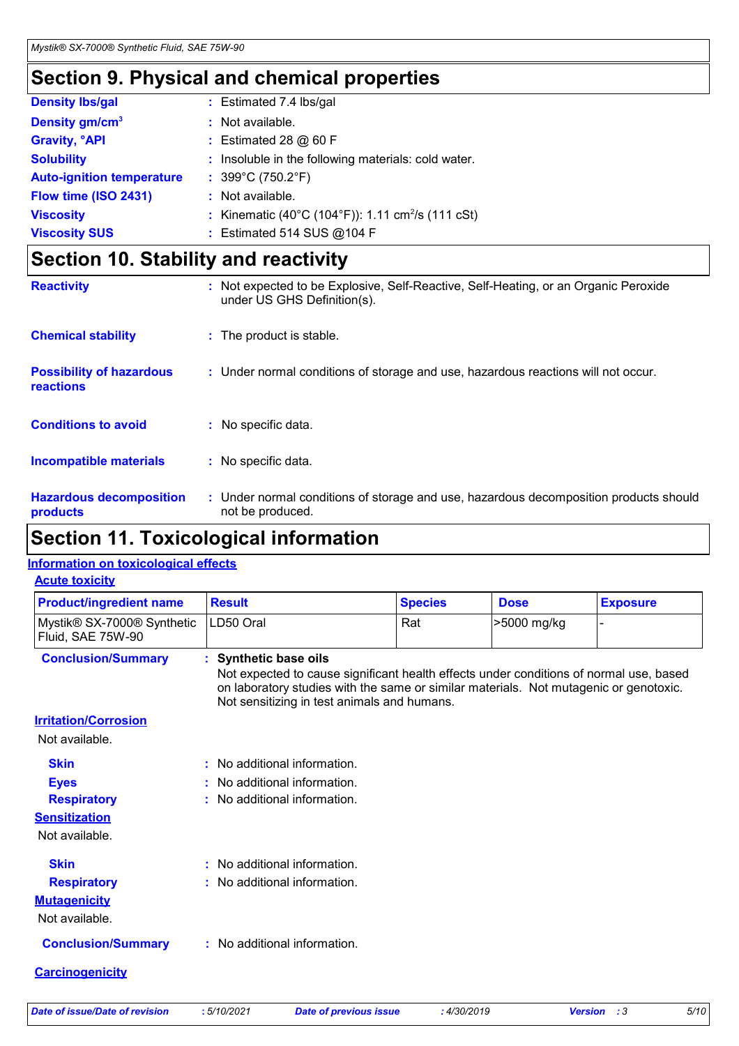## Section 9. Physical and chemical properties

**Density lbs/gal** : Estimated 7.4 lbs/gal

**Density gm/cm$^3$** : Not available.

**Gravity, °API** : Estimated 28 @ 60 F

**Solubility** : Insoluble in the following materials: cold water.

**Auto-ignition temperature** : 399°C (750.2°F)

**Flow time (ISO 2431)** : Not available.

**Viscosity** : Kinematic (40°C (104°F)): 1.11 cm$^2$/s (111 cSt)

**Viscosity SUS** : Estimated 514 SUS @104 F

## Section 10. Stability and reactivity

**Reactivity** : Not expected to be Explosive, Self-Reactive, Self-Heating, or an Organic Peroxide under US GHS Definition(s).

**Chemical stability** : The product is stable.

**Possibility of hazardous reactions** : Under normal conditions of storage and use, hazardous reactions will not occur.

**Conditions to avoid** : No specific data.

**Incompatible materials** : No specific data.

**Hazardous decomposition products** : Under normal conditions of storage and use, hazardous decomposition products should not be produced.

## Section 11. Toxicological information

### Information on toxicological effects

#### Acute toxicity

| Product/ingredient name | Result | Species | Dose | Exposure |
|---|---|---|---|---|
| Mystik® SX-7000® Synthetic Fluid, SAE 75W-90 | LD50 Oral | Rat | >5000 mg/kg | - |

**Conclusion/Summary** : **Synthetic base oils**
Not expected to cause significant health effects under conditions of normal use, based on laboratory studies with the same or similar materials. Not mutagenic or genotoxic. Not sensitizing in test animals and humans.

#### Irritation/Corrosion

Not available.

**Skin** : No additional information.

**Eyes** : No additional information.

**Respiratory** : No additional information.

#### Sensitization

Not available.

**Skin** : No additional information.

**Respiratory** : No additional information.

#### Mutagenicity

Not available.

**Conclusion/Summary** : No additional information.

#### Carcinogenicity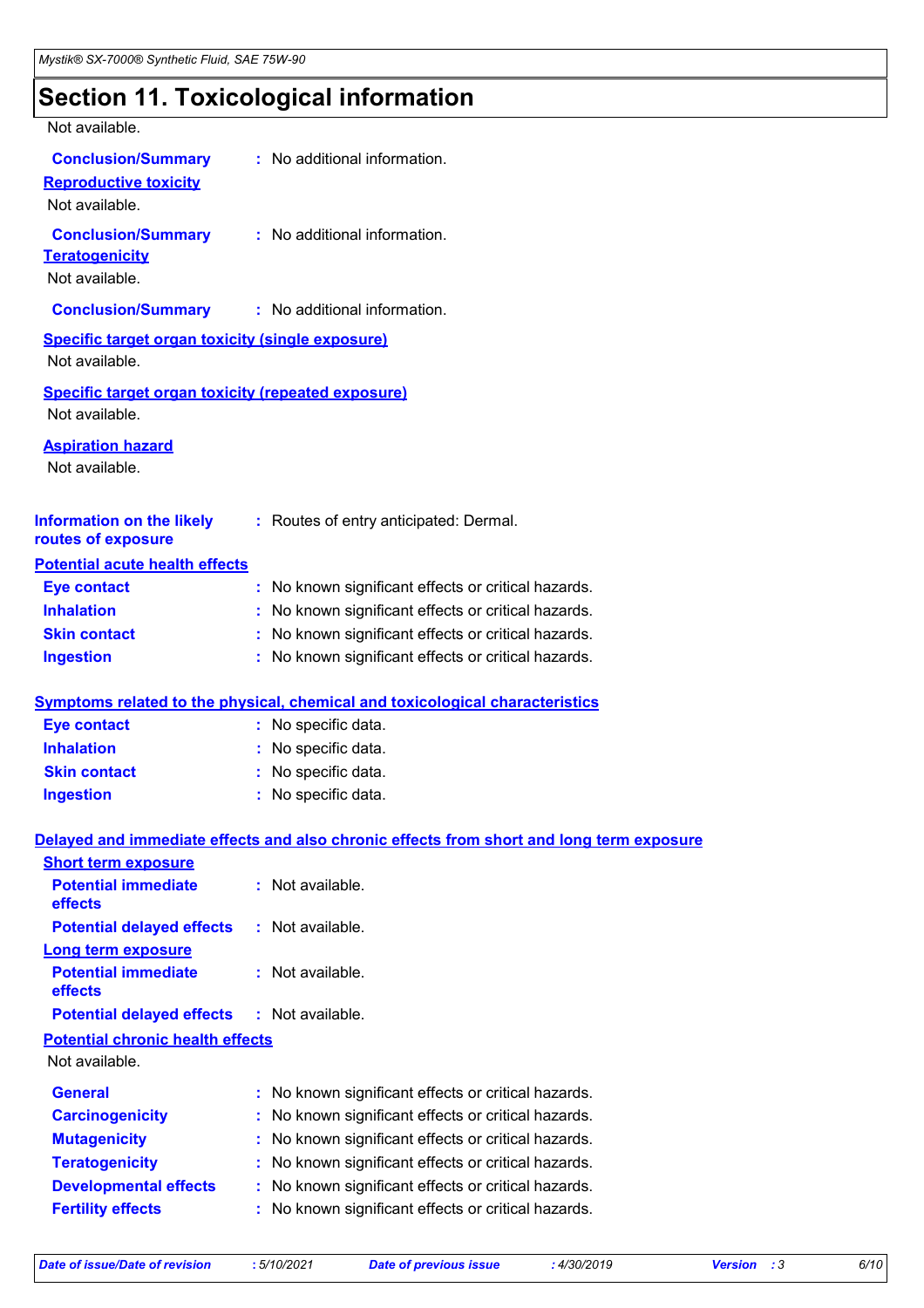# Section 11. Toxicological information

Not available.

**Conclusion/Summary** : No additional information.

**Reproductive toxicity**

Not available.

**Conclusion/Summary** : No additional information.

**Teratogenicity**

Not available.

**Conclusion/Summary** : No additional information.

**Specific target organ toxicity (single exposure)**

Not available.

**Specific target organ toxicity (repeated exposure)**

Not available.

**Aspiration hazard**

Not available.

**Information on the likely routes of exposure** : Routes of entry anticipated: Dermal.

**Potential acute health effects**

**Eye contact** : No known significant effects or critical hazards.
**Inhalation** : No known significant effects or critical hazards.
**Skin contact** : No known significant effects or critical hazards.
**Ingestion** : No known significant effects or critical hazards.

**Symptoms related to the physical, chemical and toxicological characteristics**

**Eye contact** : No specific data.
**Inhalation** : No specific data.
**Skin contact** : No specific data.
**Ingestion** : No specific data.

**Delayed and immediate effects and also chronic effects from short and long term exposure**

**Short term exposure**

**Potential immediate effects** : Not available.
**Potential delayed effects** : Not available.

**Long term exposure**

**Potential immediate effects** : Not available.
**Potential delayed effects** : Not available.

**Potential chronic health effects**

Not available.

**General** : No known significant effects or critical hazards.
**Carcinogenicity** : No known significant effects or critical hazards.
**Mutagenicity** : No known significant effects or critical hazards.
**Teratogenicity** : No known significant effects or critical hazards.
**Developmental effects** : No known significant effects or critical hazards.
**Fertility effects** : No known significant effects or critical hazards.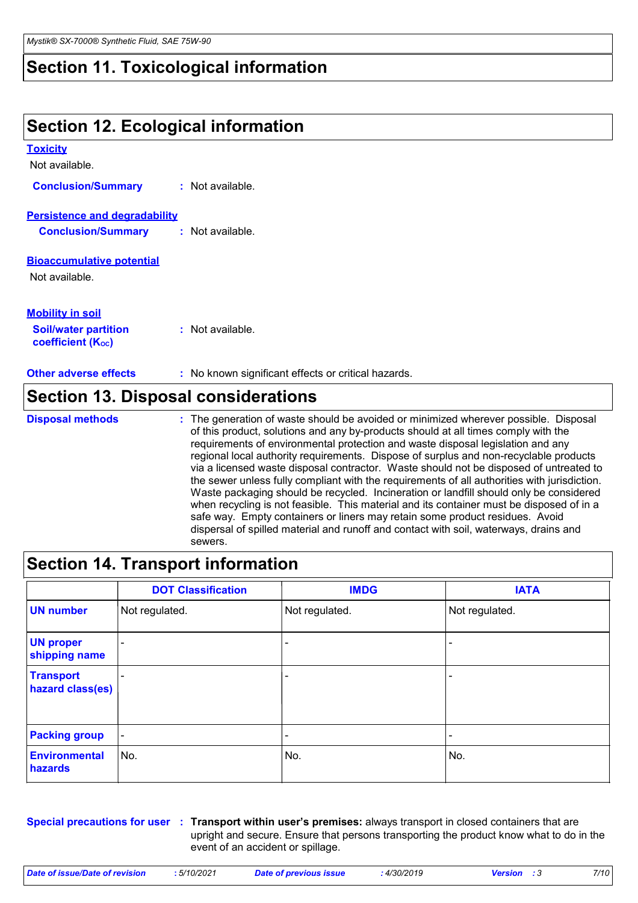## Section 11. Toxicological information

## Section 12. Ecological information

### Toxicity

Not available.

**Conclusion/Summary** : Not available.

### Persistence and degradability

**Conclusion/Summary** : Not available.

### Bioaccumulative potential

Not available.

### Mobility in soil

**Soil/water partition coefficient ($K_{OC}$)** : Not available.

**Other adverse effects** : No known significant effects or critical hazards.

## Section 13. Disposal considerations

**Disposal methods** : The generation of waste should be avoided or minimized wherever possible. Disposal of this product, solutions and any by-products should at all times comply with the requirements of environmental protection and waste disposal legislation and any regional local authority requirements. Dispose of surplus and non-recyclable products via a licensed waste disposal contractor. Waste should not be disposed of untreated to the sewer unless fully compliant with the requirements of all authorities with jurisdiction. Waste packaging should be recycled. Incineration or landfill should only be considered when recycling is not feasible. This material and its container must be disposed of in a safe way. Empty containers or liners may retain some product residues. Avoid dispersal of spilled material and runoff and contact with soil, waterways, drains and sewers.

## Section 14. Transport information

| | DOT Classification | IMDG | IATA |
|---|---|---|---|
| UN number | Not regulated. | Not regulated. | Not regulated. |
| UN proper shipping name | - | - | - |
| Transport hazard class(es) | - | - | - |
| Packing group | - | - | - |
| Environmental hazards | No. | No. | No. |

**Special precautions for user** : **Transport within user's premises:** always transport in closed containers that are upright and secure. Ensure that persons transporting the product know what to do in the event of an accident or spillage.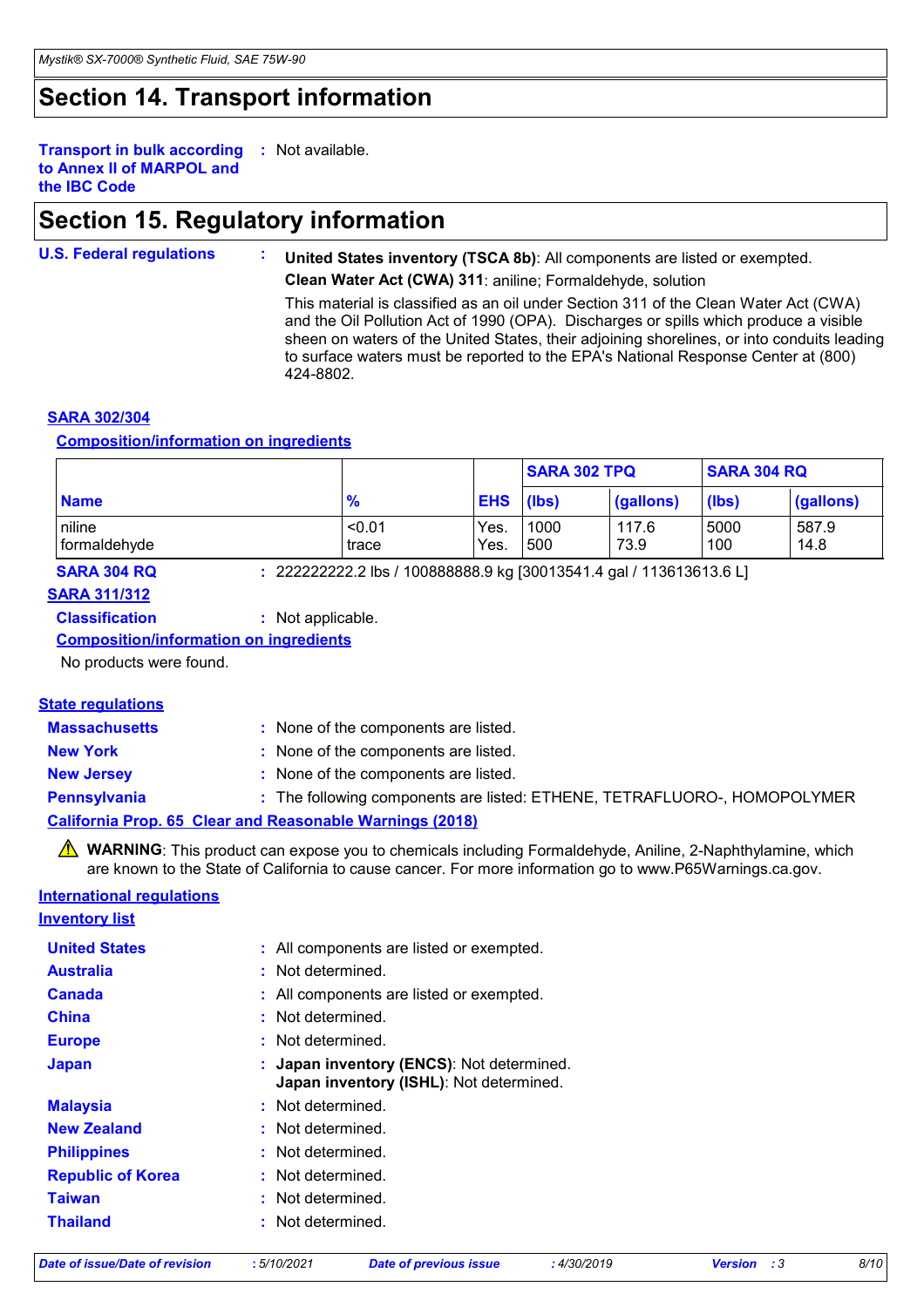## Section 14. Transport information

**Transport in bulk according to Annex II of MARPOL and the IBC Code** : Not available.

## Section 15. Regulatory information

**U.S. Federal regulations** : **United States inventory (TSCA 8b)**: All components are listed or exempted.

**Clean Water Act (CWA) 311**: aniline; Formaldehyde, solution

This material is classified as an oil under Section 311 of the Clean Water Act (CWA) and the Oil Pollution Act of 1990 (OPA). Discharges or spills which produce a visible sheen on waters of the United States, their adjoining shorelines, or into conduits leading to surface waters must be reported to the EPA's National Response Center at (800) 424-8802.

**SARA 302/304**

**Composition/information on ingredients**

| | | | SARA 302 TPQ | | SARA 304 RQ | |
|---|---|---|---|---|---|---|
| **Name** | **%** | **EHS** | **(lbs)** | **(gallons)** | **(lbs)** | **(gallons)** |
| niline | <0.01 | Yes. | 1000 | 117.6 | 5000 | 587.9 |
| formaldehyde | trace | Yes. | 500 | 73.9 | 100 | 14.8 |

**SARA 304 RQ** : 222222222.2 lbs / 100888888.9 kg [30013541.4 gal / 113613613.6 L]

**SARA 311/312**

**Classification** : Not applicable.

**Composition/information on ingredients**

No products were found.

**State regulations**

**Massachusetts** : None of the components are listed.

**New York** : None of the components are listed.

**New Jersey** : None of the components are listed.

**Pennsylvania** : The following components are listed: ETHENE, TETRAFLUORO-, HOMOPOLYMER

**California Prop. 65 Clear and Reasonable Warnings (2018)**

⚠ **WARNING**: This product can expose you to chemicals including Formaldehyde, Aniline, 2-Naphthylamine, which are known to the State of California to cause cancer. For more information go to www.P65Warnings.ca.gov.

**International regulations**

**Inventory list**

**United States** : All components are listed or exempted.

**Australia** : Not determined.

**Canada** : All components are listed or exempted.

**China** : Not determined.

**Europe** : Not determined.

**Japan** : **Japan inventory (ENCS)**: Not determined.
**Japan inventory (ISHL)**: Not determined.

**Malaysia** : Not determined.

**New Zealand** : Not determined.

**Philippines** : Not determined.

**Republic of Korea** : Not determined.

**Taiwan** : Not determined.

**Thailand** : Not determined.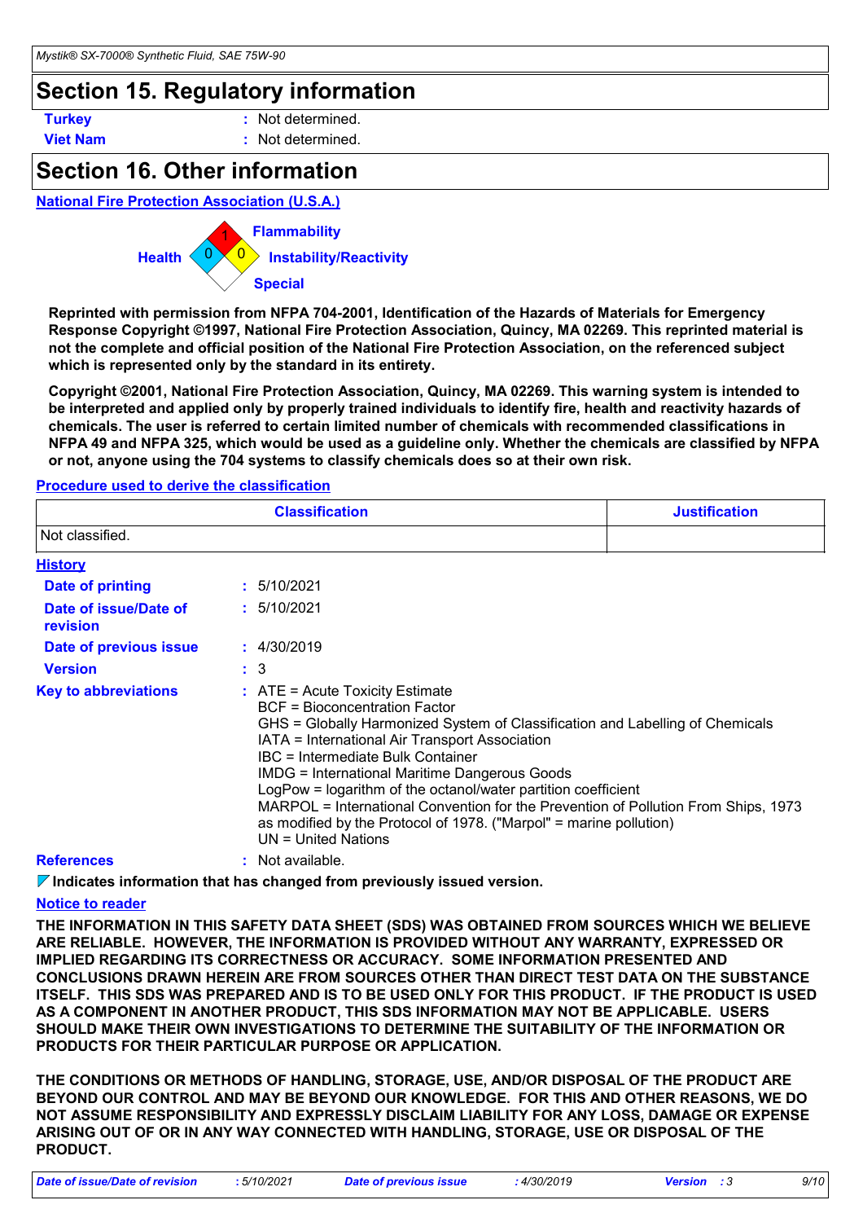## Section 15. Regulatory information

**Turkey** : Not determined.

**Viet Nam** : Not determined.

## Section 16. Other information

**National Fire Protection Association (U.S.A.)**

Health 0
Flammability 1
Instability/Reactivity 0
Special

**Reprinted with permission from NFPA 704-2001, Identification of the Hazards of Materials for Emergency Response Copyright ©1997, National Fire Protection Association, Quincy, MA 02269. This reprinted material is not the complete and official position of the National Fire Protection Association, on the referenced subject which is represented only by the standard in its entirety.**

**Copyright ©2001, National Fire Protection Association, Quincy, MA 02269. This warning system is intended to be interpreted and applied only by properly trained individuals to identify fire, health and reactivity hazards of chemicals. The user is referred to certain limited number of chemicals with recommended classifications in NFPA 49 and NFPA 325, which would be used as a guideline only. Whether the chemicals are classified by NFPA or not, anyone using the 704 systems to classify chemicals does so at their own risk.**

**Procedure used to derive the classification**

| Classification | Justification |
|---|---|
| Not classified. | |

**History**

**Date of printing** : 5/10/2021

**Date of issue/Date of revision** : 5/10/2021

**Date of previous issue** : 4/30/2019

**Version** : 3

**Key to abbreviations** : ATE = Acute Toxicity Estimate
BCF = Bioconcentration Factor
GHS = Globally Harmonized System of Classification and Labelling of Chemicals
IATA = International Air Transport Association
IBC = Intermediate Bulk Container
IMDG = International Maritime Dangerous Goods
LogPow = logarithm of the octanol/water partition coefficient
MARPOL = International Convention for the Prevention of Pollution From Ships, 1973 as modified by the Protocol of 1978. ("Marpol" = marine pollution)
UN = United Nations

**References** : Not available.

**Indicates information that has changed from previously issued version.**

**Notice to reader**

**THE INFORMATION IN THIS SAFETY DATA SHEET (SDS) WAS OBTAINED FROM SOURCES WHICH WE BELIEVE ARE RELIABLE. HOWEVER, THE INFORMATION IS PROVIDED WITHOUT ANY WARRANTY, EXPRESSED OR IMPLIED REGARDING ITS CORRECTNESS OR ACCURACY. SOME INFORMATION PRESENTED AND CONCLUSIONS DRAWN HEREIN ARE FROM SOURCES OTHER THAN DIRECT TEST DATA ON THE SUBSTANCE ITSELF. THIS SDS WAS PREPARED AND IS TO BE USED ONLY FOR THIS PRODUCT. IF THE PRODUCT IS USED AS A COMPONENT IN ANOTHER PRODUCT, THIS SDS INFORMATION MAY NOT BE APPLICABLE. USERS SHOULD MAKE THEIR OWN INVESTIGATIONS TO DETERMINE THE SUITABILITY OF THE INFORMATION OR PRODUCTS FOR THEIR PARTICULAR PURPOSE OR APPLICATION.**

**THE CONDITIONS OR METHODS OF HANDLING, STORAGE, USE, AND/OR DISPOSAL OF THE PRODUCT ARE BEYOND OUR CONTROL AND MAY BE BEYOND OUR KNOWLEDGE. FOR THIS AND OTHER REASONS, WE DO NOT ASSUME RESPONSIBILITY AND EXPRESSLY DISCLAIM LIABILITY FOR ANY LOSS, DAMAGE OR EXPENSE ARISING OUT OF OR IN ANY WAY CONNECTED WITH HANDLING, STORAGE, USE OR DISPOSAL OF THE PRODUCT.**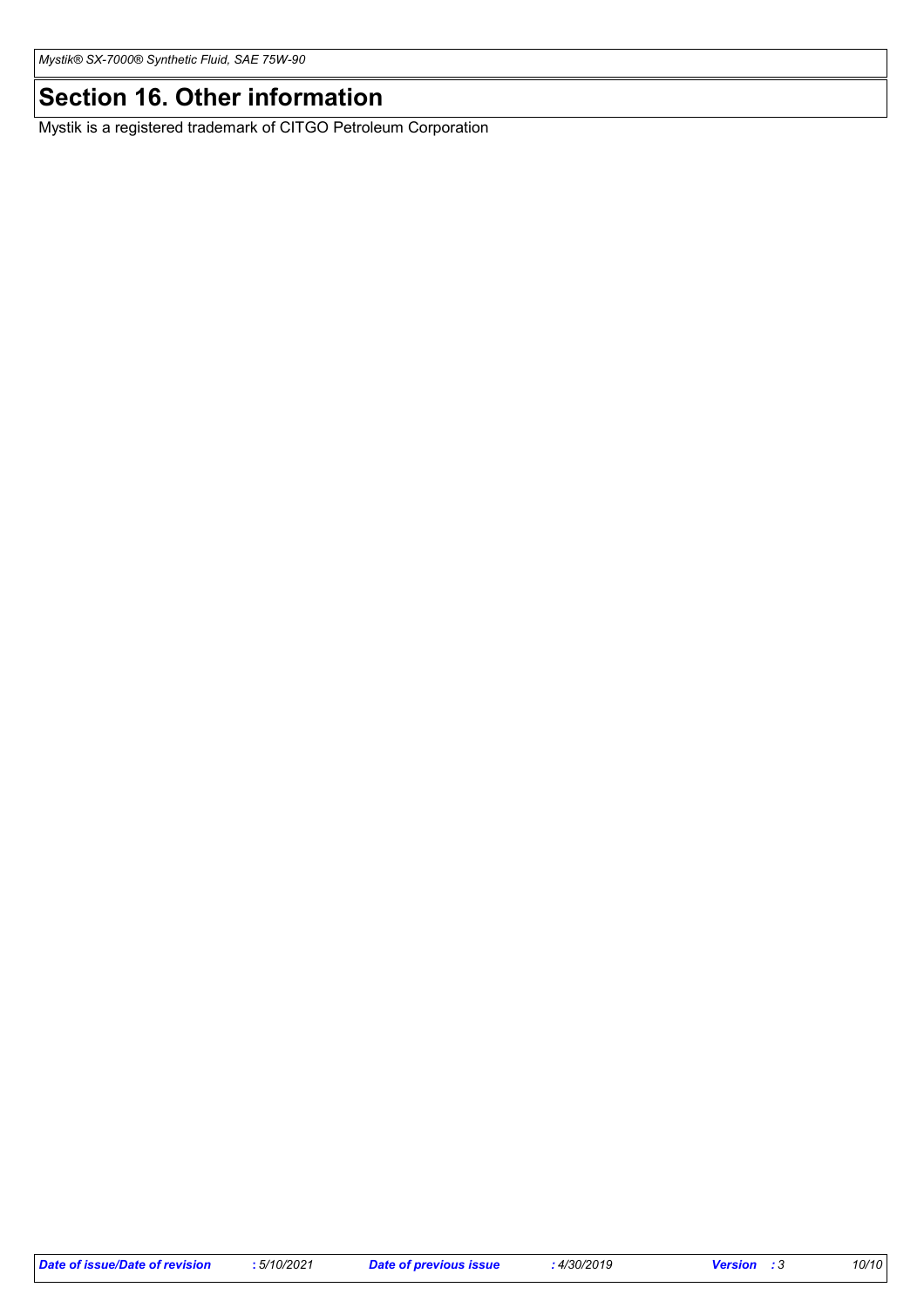## Section 16. Other information

Mystik is a registered trademark of CITGO Petroleum Corporation